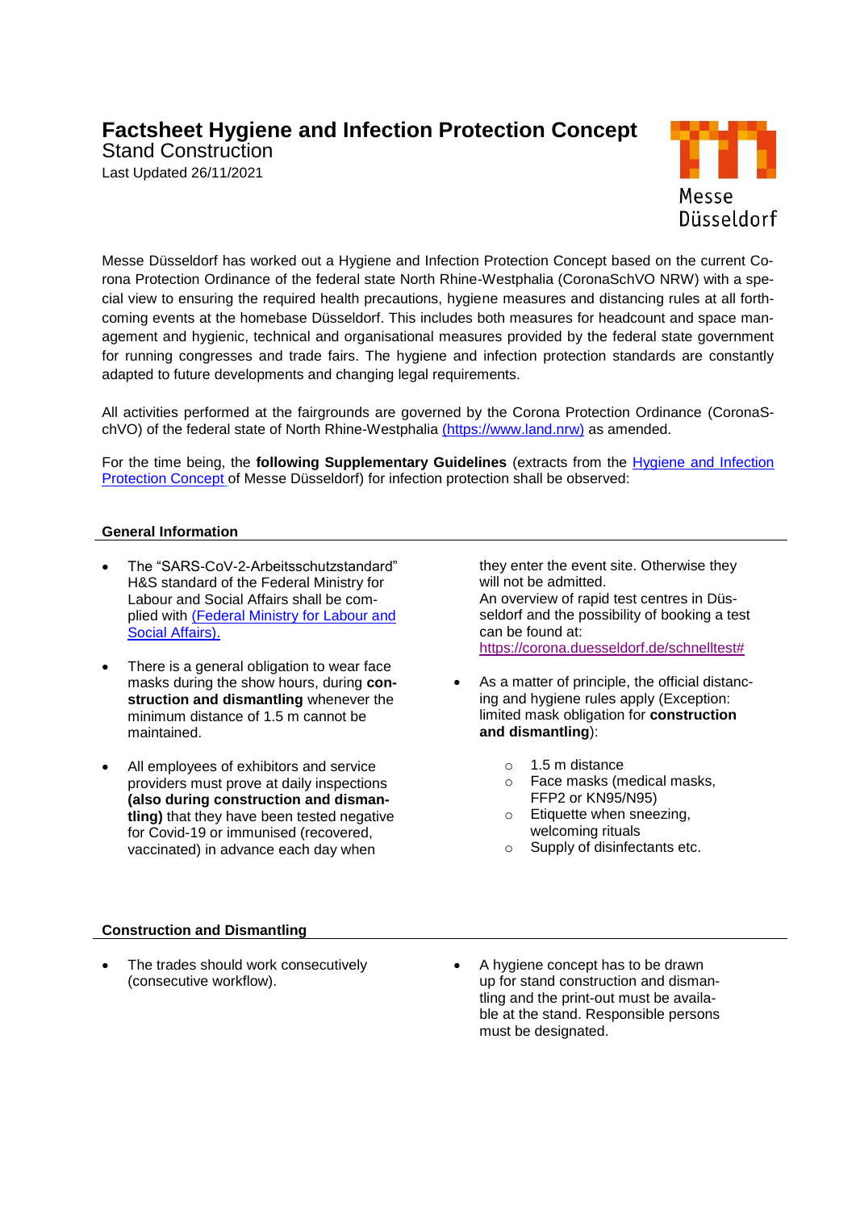# Factsheet Hygiene and Infection Protection Concept

Stand Construction

Last Updated 26/11/2021

Messe Düsseldorf

Messe Düsseldorf has worked out a Hygiene and Infection Protection Concept based on the current Corona Protection Ordinance of the federal state North Rhine-Westphalia (CoronaSchVO NRW) with a special view to ensuring the required health precautions, hygiene measures and distancing rules at all forthcoming events at the homebase Düsseldorf. This includes both measures for headcount and space management and hygienic, technical and organisational measures provided by the federal state government for running congresses and trade fairs. The hygiene and infection protection standards are constantly adapted to future developments and changing legal requirements.

All activities performed at the fairgrounds are governed by the Corona Protection Ordinance (CoronaSchVO) of the federal state of North Rhine-Westphalia (https://www.land.nrw) as amended.

For the time being, the **following Supplementary Guidelines** (extracts from the Hygiene and Infection Protection Concept of Messe Düsseldorf) for infection protection shall be observed:

## General Information

- The "SARS-CoV-2-Arbeitsschutzstandard" H&S standard of the Federal Ministry for Labour and Social Affairs shall be complied with (Federal Ministry for Labour and Social Affairs).
- There is a general obligation to wear face masks during the show hours, during **construction and dismantling** whenever the minimum distance of 1.5 m cannot be maintained.
- All employees of exhibitors and service providers must prove at daily inspections **(also during construction and dismantling)** that they have been tested negative for Covid-19 or immunised (recovered, vaccinated) in advance each day when they enter the event site. Otherwise they will not be admitted.
  An overview of rapid test centres in Düsseldorf and the possibility of booking a test can be found at:
  https://corona.duesseldorf.de/schnelltest#
- As a matter of principle, the official distancing and hygiene rules apply (Exception: limited mask obligation for **construction and dismantling**):
  - 1.5 m distance
  - Face masks (medical masks, FFP2 or KN95/N95)
  - Etiquette when sneezing, welcoming rituals
  - Supply of disinfectants etc.

## Construction and Dismantling

- The trades should work consecutively (consecutive workflow).
- A hygiene concept has to be drawn up for stand construction and dismantling and the print-out must be available at the stand. Responsible persons must be designated.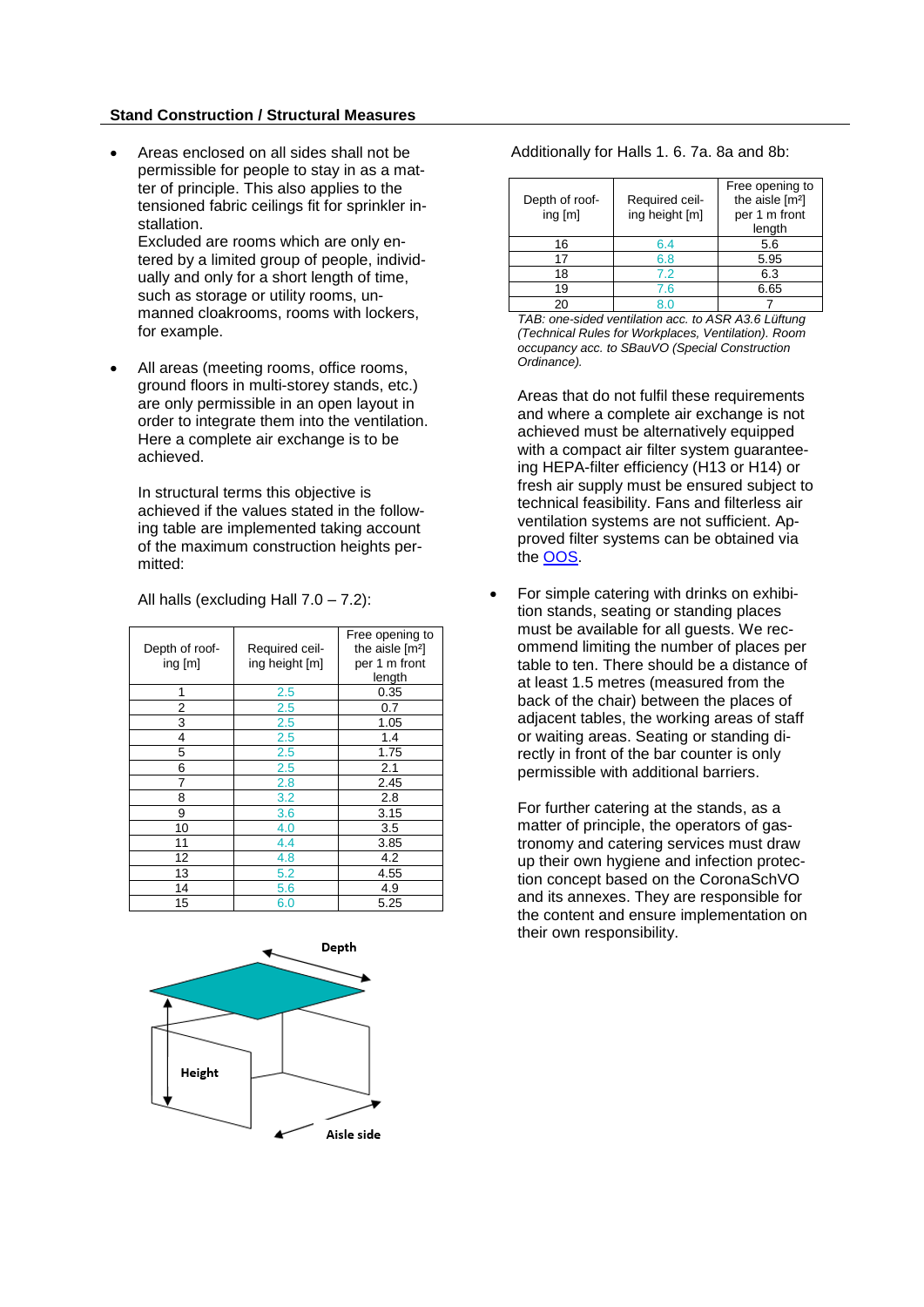## Stand Construction / Structural Measures

- Areas enclosed on all sides shall not be permissible for people to stay in as a matter of principle. This also applies to the tensioned fabric ceilings fit for sprinkler installation.
  Excluded are rooms which are only entered by a limited group of people, individually and only for a short length of time, such as storage or utility rooms, unmanned cloakrooms, rooms with lockers, for example.

- All areas (meeting rooms, office rooms, ground floors in multi-storey stands, etc.) are only permissible in an open layout in order to integrate them into the ventilation. Here a complete air exchange is to be achieved.

  In structural terms this objective is achieved if the values stated in the following table are implemented taking account of the maximum construction heights permitted:

  All halls (excluding Hall 7.0 – 7.2):

| Depth of roofing [m] | Required ceiling height [m] | Free opening to the aisle [m²] per 1 m front length |
|---|---|---|
| 1 | 2.5 | 0.35 |
| 2 | 2.5 | 0.7 |
| 3 | 2.5 | 1.05 |
| 4 | 2.5 | 1.4 |
| 5 | 2.5 | 1.75 |
| 6 | 2.5 | 2.1 |
| 7 | 2.8 | 2.45 |
| 8 | 3.2 | 2.8 |
| 9 | 3.6 | 3.15 |
| 10 | 4.0 | 3.5 |
| 11 | 4.4 | 3.85 |
| 12 | 4.8 | 4.2 |
| 13 | 5.2 | 4.55 |
| 14 | 5.6 | 4.9 |
| 15 | 6.0 | 5.25 |

Depth

Height

Aisle side

Additionally for Halls 1. 6. 7a. 8a and 8b:

| Depth of roofing [m] | Required ceiling height [m] | Free opening to the aisle [m²] per 1 m front length |
|---|---|---|
| 16 | 6.4 | 5.6 |
| 17 | 6.8 | 5.95 |
| 18 | 7.2 | 6.3 |
| 19 | 7.6 | 6.65 |
| 20 | 8.0 | 7 |

*TAB: one-sided ventilation acc. to ASR A3.6 Lüftung (Technical Rules for Workplaces, Ventilation). Room occupancy acc. to SBauVO (Special Construction Ordinance).*

Areas that do not fulfil these requirements and where a complete air exchange is not achieved must be alternatively equipped with a compact air filter system guaranteeing HEPA-filter efficiency (H13 or H14) or fresh air supply must be ensured subject to technical feasibility. Fans and filterless air ventilation systems are not sufficient. Approved filter systems can be obtained via the OOS.

- For simple catering with drinks on exhibition stands, seating or standing places must be available for all guests. We recommend limiting the number of places per table to ten. There should be a distance of at least 1.5 metres (measured from the back of the chair) between the places of adjacent tables, the working areas of staff or waiting areas. Seating or standing directly in front of the bar counter is only permissible with additional barriers.

  For further catering at the stands, as a matter of principle, the operators of gastronomy and catering services must draw up their own hygiene and infection protection concept based on the CoronaSchVO and its annexes. They are responsible for the content and ensure implementation on their own responsibility.